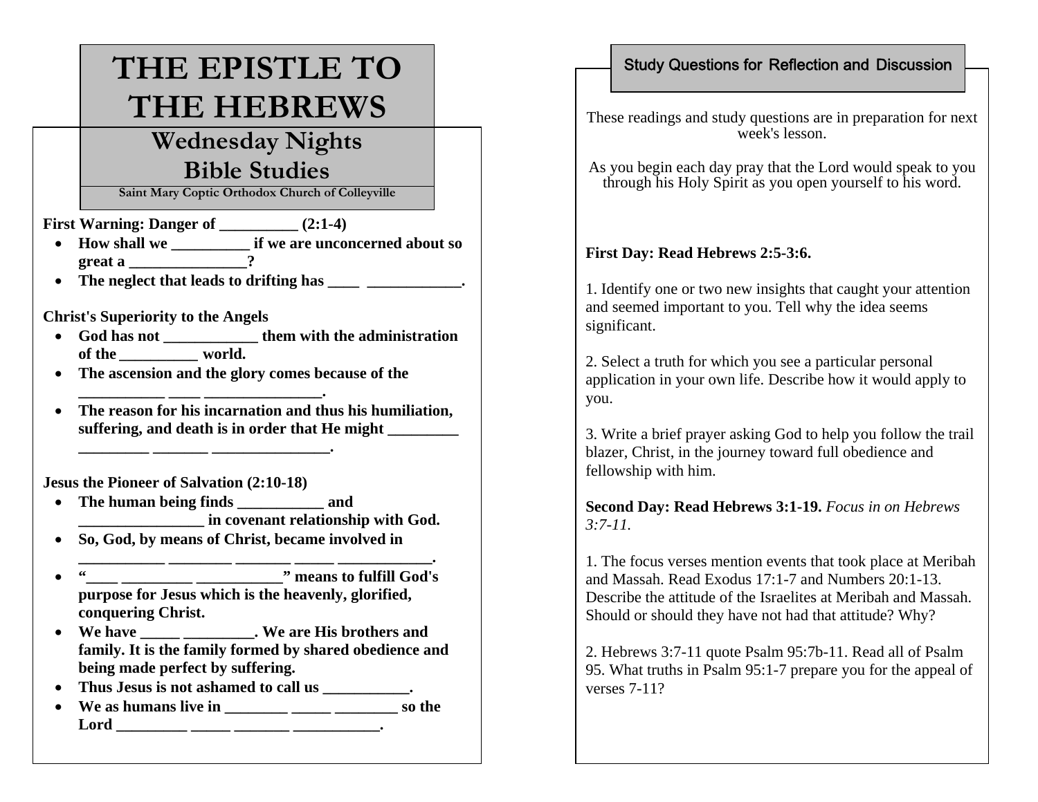# THE EPISTLE TO THE HEBREWS

## Wednesday Nights Bible Studies

**Saint Mary Coptic Orthodox Church of Colleyville**

**First Warning: Danger of __________ (2:1-4)**

- **How shall we __________ if we are unconcerned about so great a _______________?**
- **The neglect that leads to drifting has ____ ____________.**

**Christ's Superiority to the Angels**

- **God has not ____________ them with the administration of the __________ world.**
- **The ascension and the glory comes because of the ___________ ____ _______________.**
- **The reason for his incarnation and thus his humiliation, suffering, and death is in order that He might _________ _________ _______ _______________.**

**Jesus the Pioneer of Salvation (2:10-18)**

- **The human being finds ___________ and ________________ in covenant relationship with God.**
- **So, God, by means of Christ, became involved in ___________ ________ _______ _____ ____________.**
- **"____ _________ ___________" means to fulfill God's purpose for Jesus which is the heavenly, glorified, conquering Christ.**
- **We have _____ _________. We are His brothers and family. It is the family formed by shared obedience and being made perfect by suffering.**
- **Thus Jesus is not ashamed to call us ___________.**
- **We as humans live in ________ _____ ________ so the Lord _________ _____ _______ ___________.**

## Study Questions for Reflection and Discussion

These readings and study questions are in preparation for next week's lesson.

As you begin each day pray that the Lord would speak to you through his Holy Spirit as you open yourself to his word.

**First Day: Read Hebrews 2:5-3:6.**

1. Identify one or two new insights that caught your attention and seemed important to you. Tell why the idea seems significant.

2. Select a truth for which you see a particular personal application in your own life. Describe how it would apply to you.

3. Write a brief prayer asking God to help you follow the trail blazer, Christ, in the journey toward full obedience and fellowship with him.

**Second Day: Read Hebrews 3:1-19.** *Focus in on Hebrews 3:7-11.*

1. The focus verses mention events that took place at Meribah and Massah. Read Exodus 17:1-7 and Numbers 20:1-13. Describe the attitude of the Israelites at Meribah and Massah. Should or should they have not had that attitude? Why?

2. Hebrews 3:7-11 quote Psalm 95:7b-11. Read all of Psalm 95. What truths in Psalm 95:1-7 prepare you for the appeal of verses 7-11?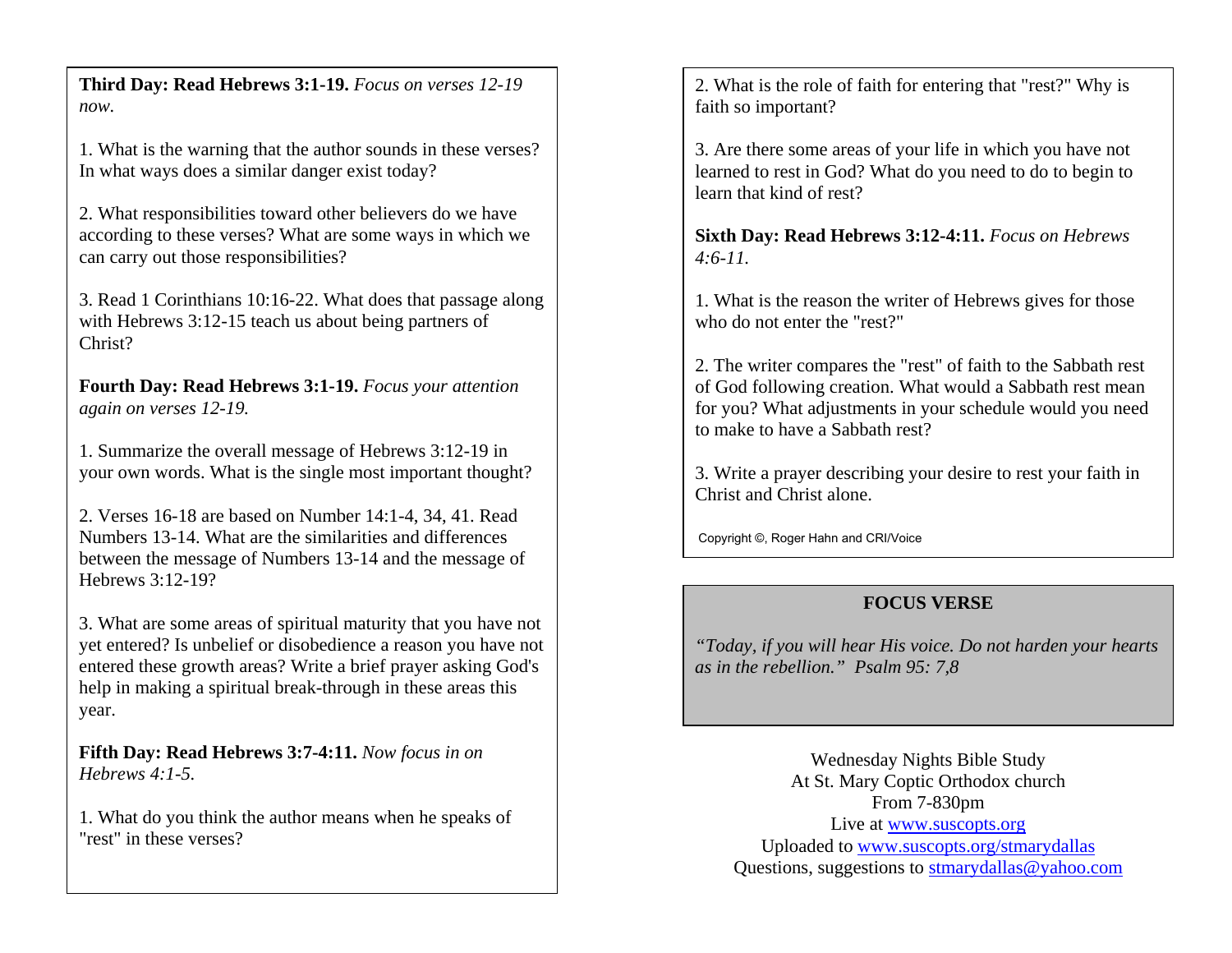**Third Day: Read Hebrews 3:1-19.** *Focus on verses 12-19 now.*

1. What is the warning that the author sounds in these verses? In what ways does a similar danger exist today?

2. What responsibilities toward other believers do we have according to these verses? What are some ways in which we can carry out those responsibilities?

3. Read 1 Corinthians 10:16-22. What does that passage along with Hebrews 3:12-15 teach us about being partners of Christ?

**Fourth Day: Read Hebrews 3:1-19.** *Focus your attention again on verses 12-19.*

1. Summarize the overall message of Hebrews 3:12-19 in your own words. What is the single most important thought?

2. Verses 16-18 are based on Number 14:1-4, 34, 41. Read Numbers 13-14. What are the similarities and differences between the message of Numbers 13-14 and the message of Hebrews 3:12-19?

3. What are some areas of spiritual maturity that you have not yet entered? Is unbelief or disobedience a reason you have not entered these growth areas? Write a brief prayer asking God's help in making a spiritual break-through in these areas this year.

**Fifth Day: Read Hebrews 3:7-4:11.** *Now focus in on Hebrews 4:1-5.*

1. What do you think the author means when he speaks of "rest" in these verses?

2. What is the role of faith for entering that "rest?" Why is faith so important?

3. Are there some areas of your life in which you have not learned to rest in God? What do you need to do to begin to learn that kind of rest?

**Sixth Day: Read Hebrews 3:12-4:11.** *Focus on Hebrews 4:6-11.*

1. What is the reason the writer of Hebrews gives for those who do not enter the "rest?"

2. The writer compares the "rest" of faith to the Sabbath rest of God following creation. What would a Sabbath rest mean for you? What adjustments in your schedule would you need to make to have a Sabbath rest?

3. Write a prayer describing your desire to rest your faith in Christ and Christ alone.

Copyright ©, Roger Hahn and CRI/Voice

## FOCUS VERSE

*"Today, if you will hear His voice. Do not harden your hearts as in the rebellion." Psalm 95: 7,8*

Wednesday Nights Bible Study
At St. Mary Coptic Orthodox church
From 7-830pm
Live at www.suscopts.org
Uploaded to www.suscopts.org/stmarydallas
Questions, suggestions to stmarydallas@yahoo.com